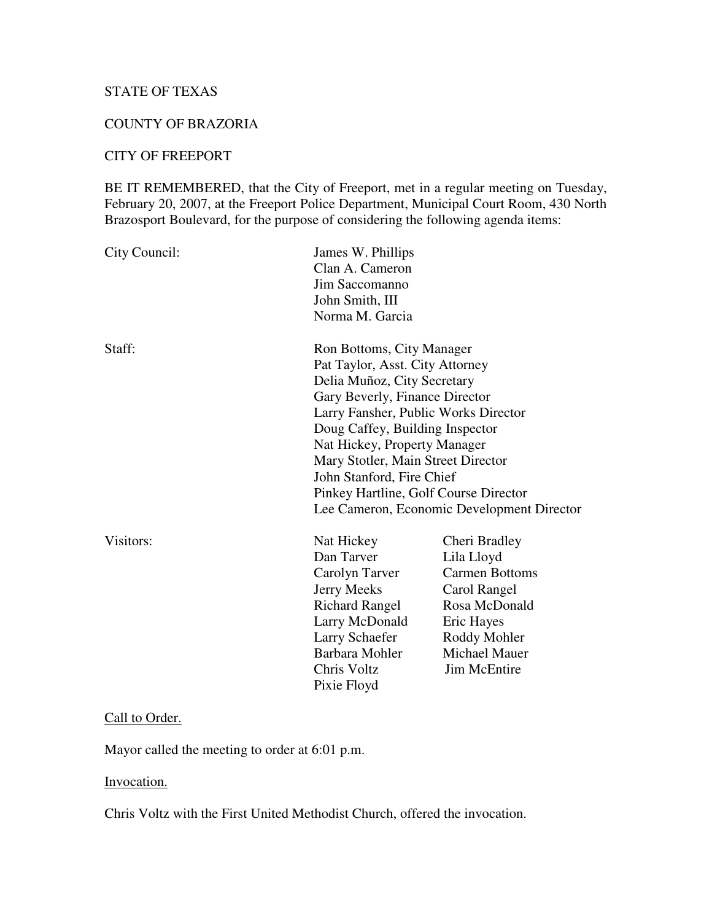STATE OF TEXAS

COUNTY OF BRAZORIA

CITY OF FREEPORT

BE IT REMEMBERED, that the City of Freeport, met in a regular meeting on Tuesday, February 20, 2007, at the Freeport Police Department, Municipal Court Room, 430 North Brazosport Boulevard, for the purpose of considering the following agenda items:

| | | |
|---|---|---|
| City Council: | James W. Phillips | |
| | Clan A. Cameron | |
| | Jim Saccomanno | |
| | John Smith, III | |
| | Norma M. Garcia | |
| Staff: | Ron Bottoms, City Manager | |
| | Pat Taylor, Asst. City Attorney | |
| | Delia Muñoz, City Secretary | |
| | Gary Beverly, Finance Director | |
| | Larry Fansher, Public Works Director | |
| | Doug Caffey, Building Inspector | |
| | Nat Hickey, Property Manager | |
| | Mary Stotler, Main Street Director | |
| | John Stanford, Fire Chief | |
| | Pinkey Hartline, Golf Course Director | |
| | Lee Cameron, Economic Development Director | |
| Visitors: | Nat Hickey | Cheri Bradley |
| | Dan Tarver | Lila Lloyd |
| | Carolyn Tarver | Carmen Bottoms |
| | Jerry Meeks | Carol Rangel |
| | Richard Rangel | Rosa McDonald |
| | Larry McDonald | Eric Hayes |
| | Larry Schaefer | Roddy Mohler |
| | Barbara Mohler | Michael Mauer |
| | Chris Voltz | Jim McEntire |
| | Pixie Floyd | |

Call to Order.

Mayor called the meeting to order at 6:01 p.m.

Invocation.

Chris Voltz with the First United Methodist Church, offered the invocation.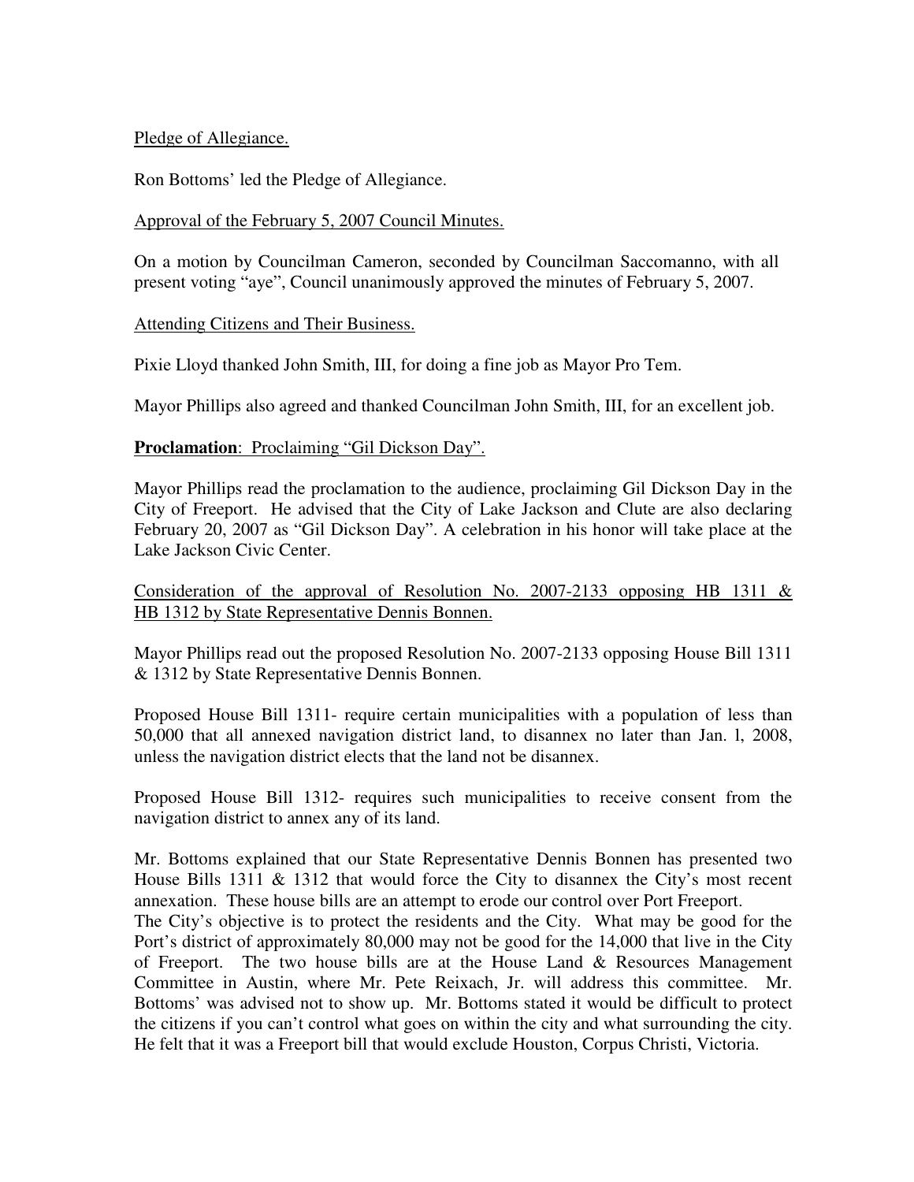<u>Pledge of Allegiance.</u>

Ron Bottoms' led the Pledge of Allegiance.

<u>Approval of the February 5, 2007 Council Minutes.</u>

On a motion by Councilman Cameron, seconded by Councilman Saccomanno, with all present voting "aye", Council unanimously approved the minutes of February 5, 2007.

<u>Attending Citizens and Their Business.</u>

Pixie Lloyd thanked John Smith, III, for doing a fine job as Mayor Pro Tem.

Mayor Phillips also agreed and thanked Councilman John Smith, III, for an excellent job.

**Proclamation**: <u>Proclaiming "Gil Dickson Day".</u>

Mayor Phillips read the proclamation to the audience, proclaiming Gil Dickson Day in the City of Freeport. He advised that the City of Lake Jackson and Clute are also declaring February 20, 2007 as "Gil Dickson Day". A celebration in his honor will take place at the Lake Jackson Civic Center.

<u>Consideration of the approval of Resolution No. 2007-2133 opposing HB 1311 & HB 1312 by State Representative Dennis Bonnen.</u>

Mayor Phillips read out the proposed Resolution No. 2007-2133 opposing House Bill 1311 & 1312 by State Representative Dennis Bonnen.

Proposed House Bill 1311- require certain municipalities with a population of less than 50,000 that all annexed navigation district land, to disannex no later than Jan. l, 2008, unless the navigation district elects that the land not be disannex.

Proposed House Bill 1312- requires such municipalities to receive consent from the navigation district to annex any of its land.

Mr. Bottoms explained that our State Representative Dennis Bonnen has presented two House Bills 1311 & 1312 that would force the City to disannex the City's most recent annexation. These house bills are an attempt to erode our control over Port Freeport.
The City's objective is to protect the residents and the City. What may be good for the Port's district of approximately 80,000 may not be good for the 14,000 that live in the City of Freeport. The two house bills are at the House Land & Resources Management Committee in Austin, where Mr. Pete Reixach, Jr. will address this committee. Mr. Bottoms' was advised not to show up. Mr. Bottoms stated it would be difficult to protect the citizens if you can't control what goes on within the city and what surrounding the city. He felt that it was a Freeport bill that would exclude Houston, Corpus Christi, Victoria.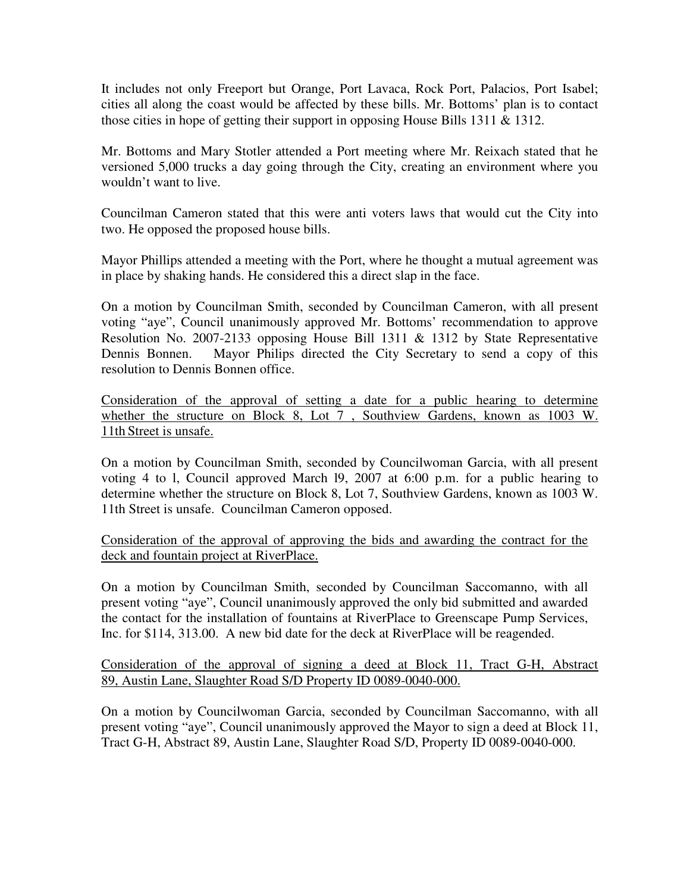It includes not only Freeport but Orange, Port Lavaca, Rock Port, Palacios, Port Isabel; cities all along the coast would be affected by these bills. Mr. Bottoms' plan is to contact those cities in hope of getting their support in opposing House Bills 1311 & 1312.

Mr. Bottoms and Mary Stotler attended a Port meeting where Mr. Reixach stated that he versioned 5,000 trucks a day going through the City, creating an environment where you wouldn't want to live.

Councilman Cameron stated that this were anti voters laws that would cut the City into two. He opposed the proposed house bills.

Mayor Phillips attended a meeting with the Port, where he thought a mutual agreement was in place by shaking hands. He considered this a direct slap in the face.

On a motion by Councilman Smith, seconded by Councilman Cameron, with all present voting "aye", Council unanimously approved Mr. Bottoms' recommendation to approve Resolution No. 2007-2133 opposing House Bill 1311 & 1312 by State Representative Dennis Bonnen. Mayor Philips directed the City Secretary to send a copy of this resolution to Dennis Bonnen office.

<u>Consideration of the approval of setting a date for a public hearing to determine whether the structure on Block 8, Lot 7 , Southview Gardens, known as 1003 W. 11th Street is unsafe.</u>

On a motion by Councilman Smith, seconded by Councilwoman Garcia, with all present voting 4 to l, Council approved March l9, 2007 at 6:00 p.m. for a public hearing to determine whether the structure on Block 8, Lot 7, Southview Gardens, known as 1003 W. 11th Street is unsafe. Councilman Cameron opposed.

<u>Consideration of the approval of approving the bids and awarding the contract for the deck and fountain project at RiverPlace.</u>

On a motion by Councilman Smith, seconded by Councilman Saccomanno, with all present voting "aye", Council unanimously approved the only bid submitted and awarded the contact for the installation of fountains at RiverPlace to Greenscape Pump Services, Inc. for $114, 313.00. A new bid date for the deck at RiverPlace will be reagended.

<u>Consideration of the approval of signing a deed at Block 11, Tract G-H, Abstract 89, Austin Lane, Slaughter Road S/D Property ID 0089-0040-000.</u>

On a motion by Councilwoman Garcia, seconded by Councilman Saccomanno, with all present voting "aye", Council unanimously approved the Mayor to sign a deed at Block 11, Tract G-H, Abstract 89, Austin Lane, Slaughter Road S/D, Property ID 0089-0040-000.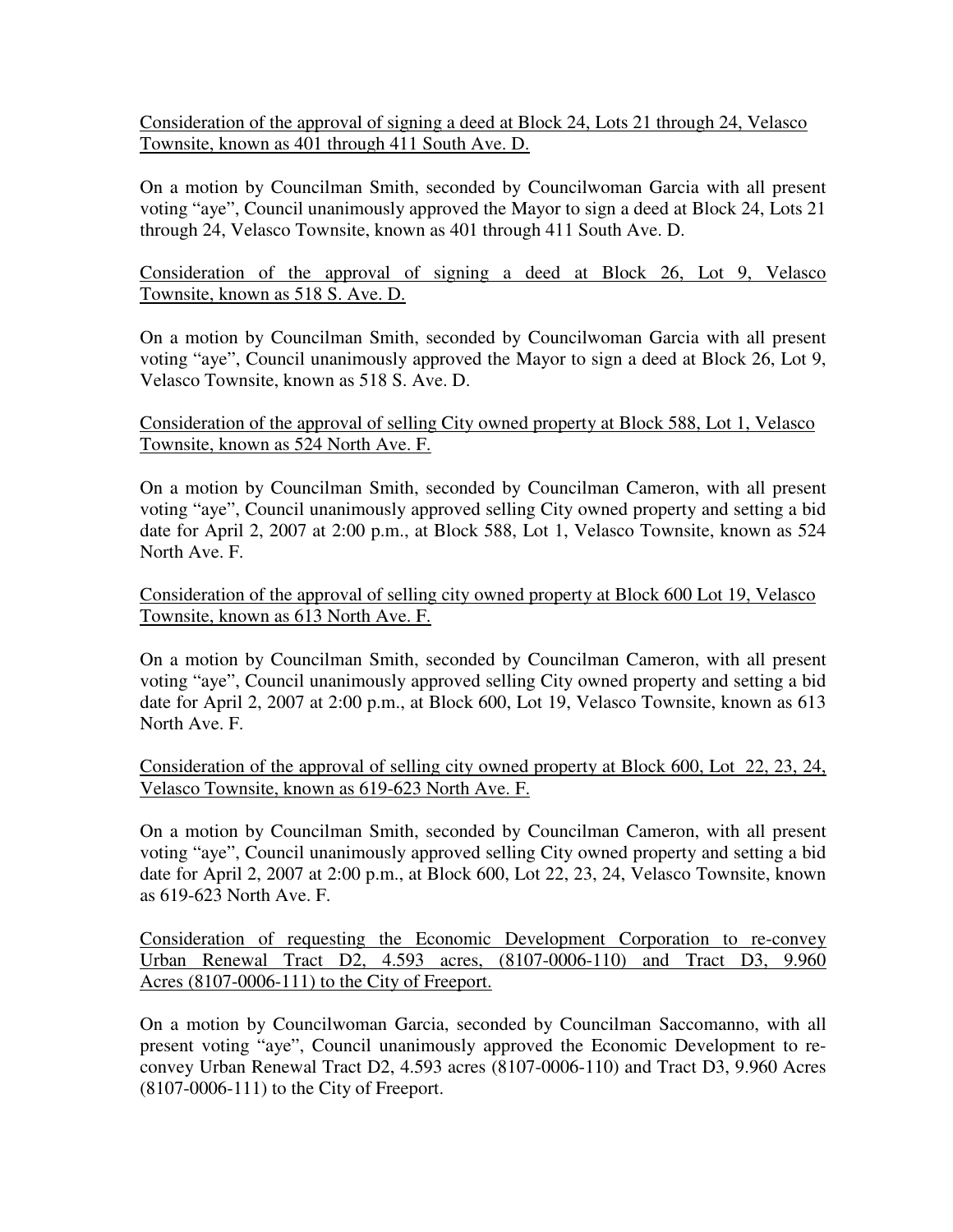Consideration of the approval of signing a deed at Block 24, Lots 21 through 24, Velasco Townsite, known as 401 through 411 South Ave. D.

On a motion by Councilman Smith, seconded by Councilwoman Garcia with all present voting "aye", Council unanimously approved the Mayor to sign a deed at Block 24, Lots 21 through 24, Velasco Townsite, known as 401 through 411 South Ave. D.

Consideration of the approval of signing a deed at Block 26, Lot 9, Velasco Townsite, known as 518 S. Ave. D.

On a motion by Councilman Smith, seconded by Councilwoman Garcia with all present voting "aye", Council unanimously approved the Mayor to sign a deed at Block 26, Lot 9, Velasco Townsite, known as 518 S. Ave. D.

Consideration of the approval of selling City owned property at Block 588, Lot 1, Velasco Townsite, known as 524 North Ave. F.

On a motion by Councilman Smith, seconded by Councilman Cameron, with all present voting "aye", Council unanimously approved selling City owned property and setting a bid date for April 2, 2007 at 2:00 p.m., at Block 588, Lot 1, Velasco Townsite, known as 524 North Ave. F.

Consideration of the approval of selling city owned property at Block 600 Lot 19, Velasco Townsite, known as 613 North Ave. F.

On a motion by Councilman Smith, seconded by Councilman Cameron, with all present voting "aye", Council unanimously approved selling City owned property and setting a bid date for April 2, 2007 at 2:00 p.m., at Block 600, Lot 19, Velasco Townsite, known as 613 North Ave. F.

Consideration of the approval of selling city owned property at Block 600, Lot 22, 23, 24, Velasco Townsite, known as 619-623 North Ave. F.

On a motion by Councilman Smith, seconded by Councilman Cameron, with all present voting "aye", Council unanimously approved selling City owned property and setting a bid date for April 2, 2007 at 2:00 p.m., at Block 600, Lot 22, 23, 24, Velasco Townsite, known as 619-623 North Ave. F.

Consideration of requesting the Economic Development Corporation to re-convey Urban Renewal Tract D2, 4.593 acres, (8107-0006-110) and Tract D3, 9.960 Acres (8107-0006-111) to the City of Freeport.

On a motion by Councilwoman Garcia, seconded by Councilman Saccomanno, with all present voting "aye", Council unanimously approved the Economic Development to re-convey Urban Renewal Tract D2, 4.593 acres (8107-0006-110) and Tract D3, 9.960 Acres (8107-0006-111) to the City of Freeport.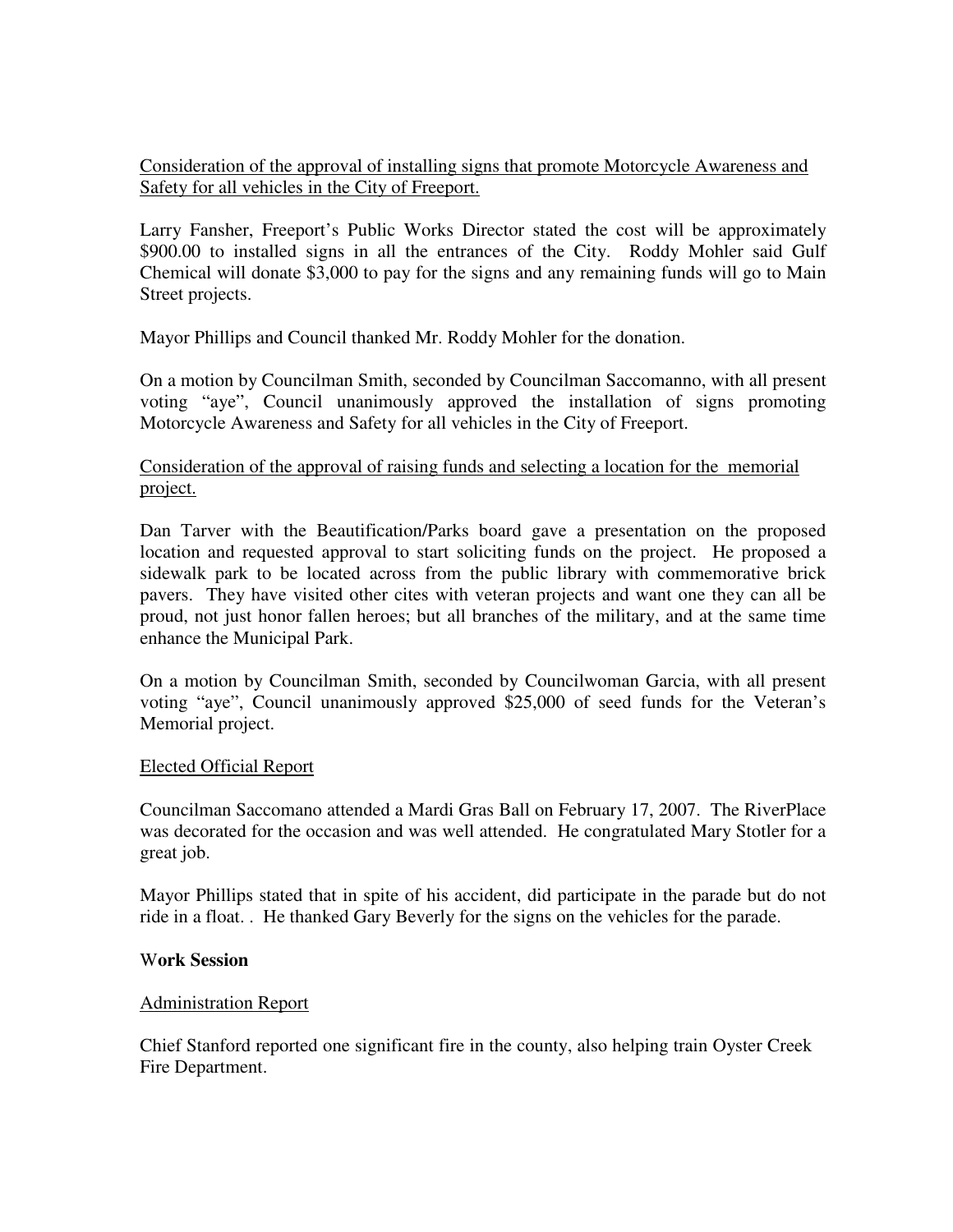Consideration of the approval of installing signs that promote Motorcycle Awareness and Safety for all vehicles in the City of Freeport.

Larry Fansher, Freeport's Public Works Director stated the cost will be approximately $900.00 to installed signs in all the entrances of the City. Roddy Mohler said Gulf Chemical will donate $3,000 to pay for the signs and any remaining funds will go to Main Street projects.

Mayor Phillips and Council thanked Mr. Roddy Mohler for the donation.

On a motion by Councilman Smith, seconded by Councilman Saccomanno, with all present voting "aye", Council unanimously approved the installation of signs promoting Motorcycle Awareness and Safety for all vehicles in the City of Freeport.

Consideration of the approval of raising funds and selecting a location for the memorial project.

Dan Tarver with the Beautification/Parks board gave a presentation on the proposed location and requested approval to start soliciting funds on the project. He proposed a sidewalk park to be located across from the public library with commemorative brick pavers. They have visited other cites with veteran projects and want one they can all be proud, not just honor fallen heroes; but all branches of the military, and at the same time enhance the Municipal Park.

On a motion by Councilman Smith, seconded by Councilwoman Garcia, with all present voting "aye", Council unanimously approved $25,000 of seed funds for the Veteran's Memorial project.

Elected Official Report

Councilman Saccomano attended a Mardi Gras Ball on February 17, 2007. The RiverPlace was decorated for the occasion and was well attended. He congratulated Mary Stotler for a great job.

Mayor Phillips stated that in spite of his accident, did participate in the parade but do not ride in a float. . He thanked Gary Beverly for the signs on the vehicles for the parade.

**Work Session**

Administration Report

Chief Stanford reported one significant fire in the county, also helping train Oyster Creek Fire Department.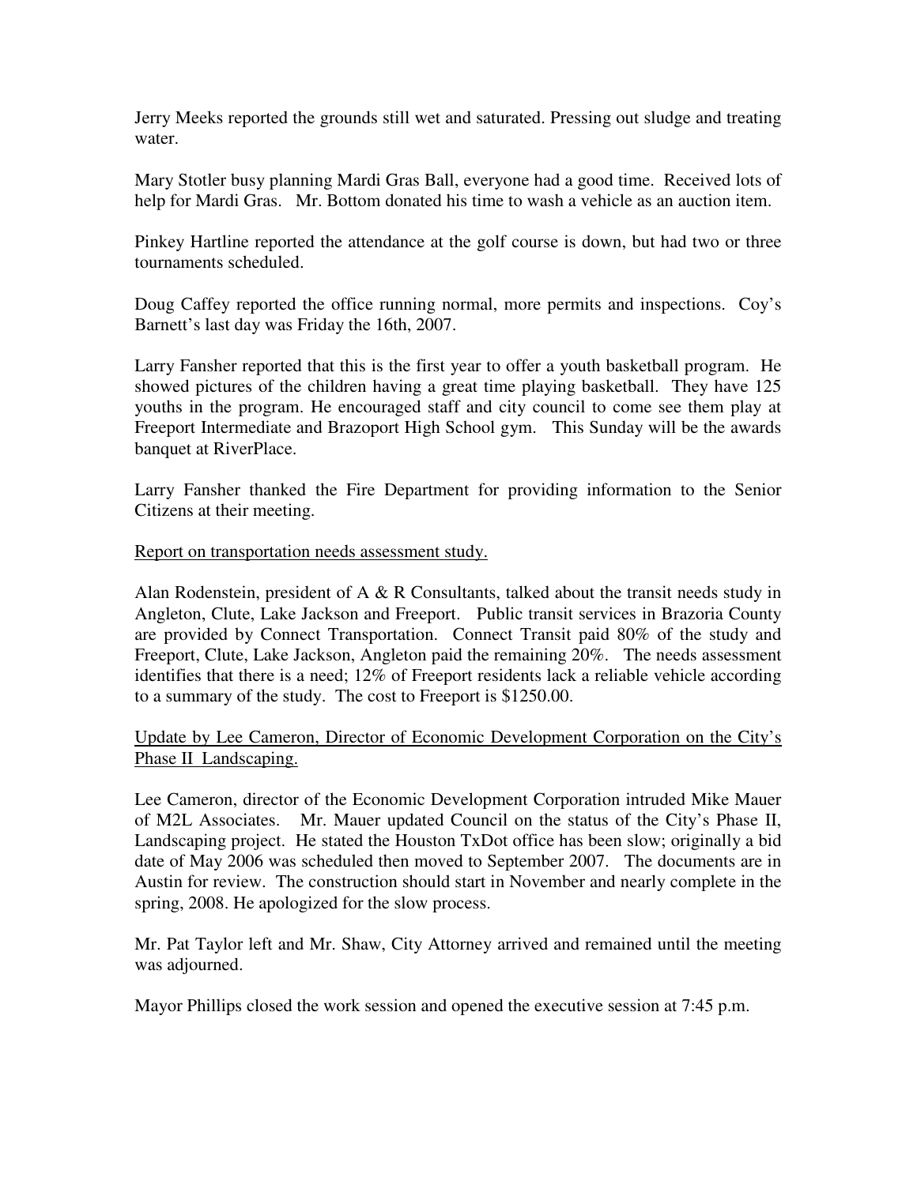Jerry Meeks reported the grounds still wet and saturated. Pressing out sludge and treating water.

Mary Stotler busy planning Mardi Gras Ball, everyone had a good time. Received lots of help for Mardi Gras. Mr. Bottom donated his time to wash a vehicle as an auction item.

Pinkey Hartline reported the attendance at the golf course is down, but had two or three tournaments scheduled.

Doug Caffey reported the office running normal, more permits and inspections. Coy's Barnett's last day was Friday the 16th, 2007.

Larry Fansher reported that this is the first year to offer a youth basketball program. He showed pictures of the children having a great time playing basketball. They have 125 youths in the program. He encouraged staff and city council to come see them play at Freeport Intermediate and Brazoport High School gym. This Sunday will be the awards banquet at RiverPlace.

Larry Fansher thanked the Fire Department for providing information to the Senior Citizens at their meeting.

<u>Report on transportation needs assessment study.</u>

Alan Rodenstein, president of A & R Consultants, talked about the transit needs study in Angleton, Clute, Lake Jackson and Freeport. Public transit services in Brazoria County are provided by Connect Transportation. Connect Transit paid 80% of the study and Freeport, Clute, Lake Jackson, Angleton paid the remaining 20%. The needs assessment identifies that there is a need; 12% of Freeport residents lack a reliable vehicle according to a summary of the study. The cost to Freeport is $1250.00.

<u>Update by Lee Cameron, Director of Economic Development Corporation on the City's Phase II Landscaping.</u>

Lee Cameron, director of the Economic Development Corporation intruded Mike Mauer of M2L Associates. Mr. Mauer updated Council on the status of the City's Phase II, Landscaping project. He stated the Houston TxDot office has been slow; originally a bid date of May 2006 was scheduled then moved to September 2007. The documents are in Austin for review. The construction should start in November and nearly complete in the spring, 2008. He apologized for the slow process.

Mr. Pat Taylor left and Mr. Shaw, City Attorney arrived and remained until the meeting was adjourned.

Mayor Phillips closed the work session and opened the executive session at 7:45 p.m.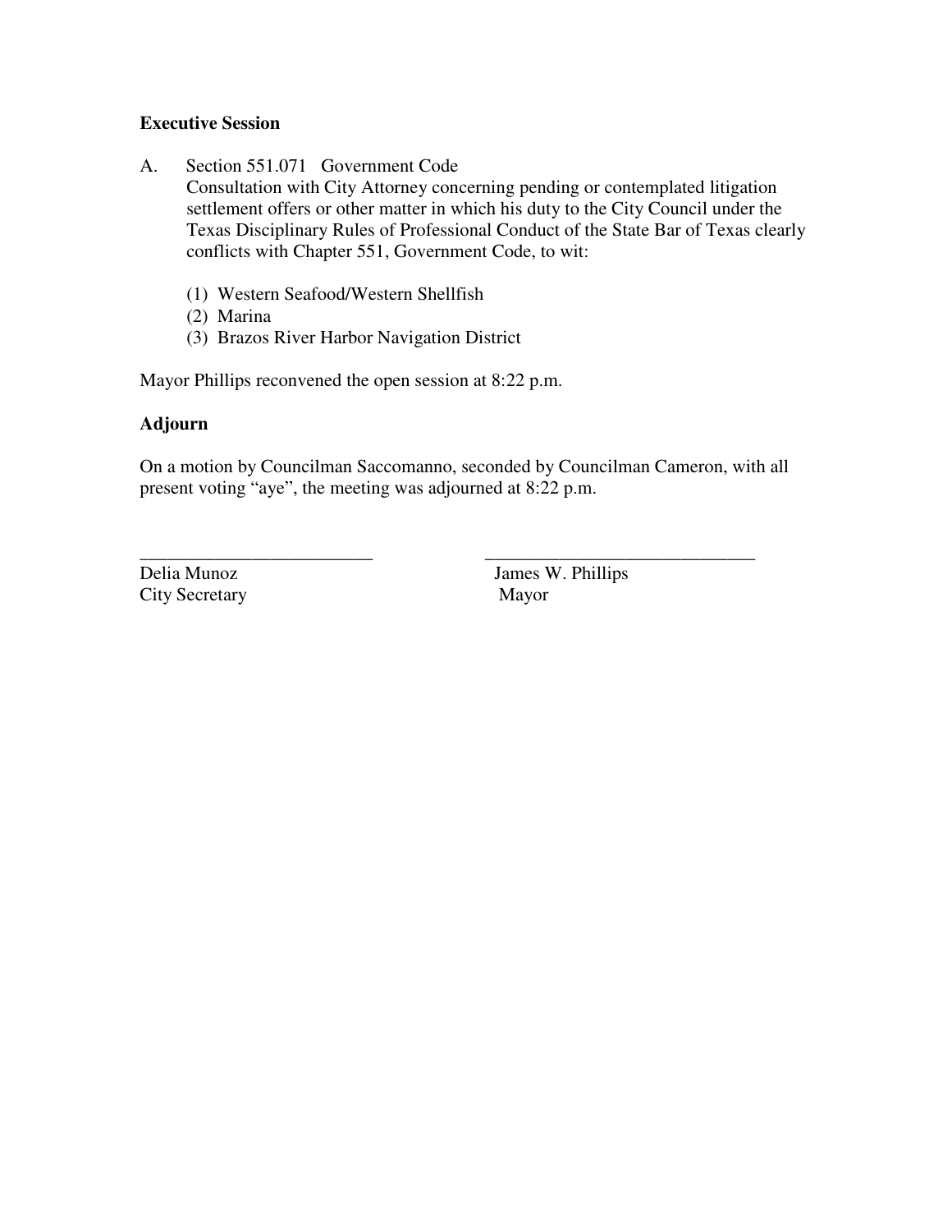**Executive Session**

A. Section 551.071 Government Code
Consultation with City Attorney concerning pending or contemplated litigation settlement offers or other matter in which his duty to the City Council under the Texas Disciplinary Rules of Professional Conduct of the State Bar of Texas clearly conflicts with Chapter 551, Government Code, to wit:

(1) Western Seafood/Western Shellfish
(2) Marina
(3) Brazos River Harbor Navigation District

Mayor Phillips reconvened the open session at 8:22 p.m.

**Adjourn**

On a motion by Councilman Saccomanno, seconded by Councilman Cameron, with all present voting "aye", the meeting was adjourned at 8:22 p.m.

\_\_\_\_\_\_\_\_\_\_\_\_\_\_\_\_\_\_\_\_\_\_\_\_\_
Delia Munoz
City Secretary

\_\_\_\_\_\_\_\_\_\_\_\_\_\_\_\_\_\_\_\_\_\_\_\_\_\_\_\_\_
James W. Phillips
Mayor